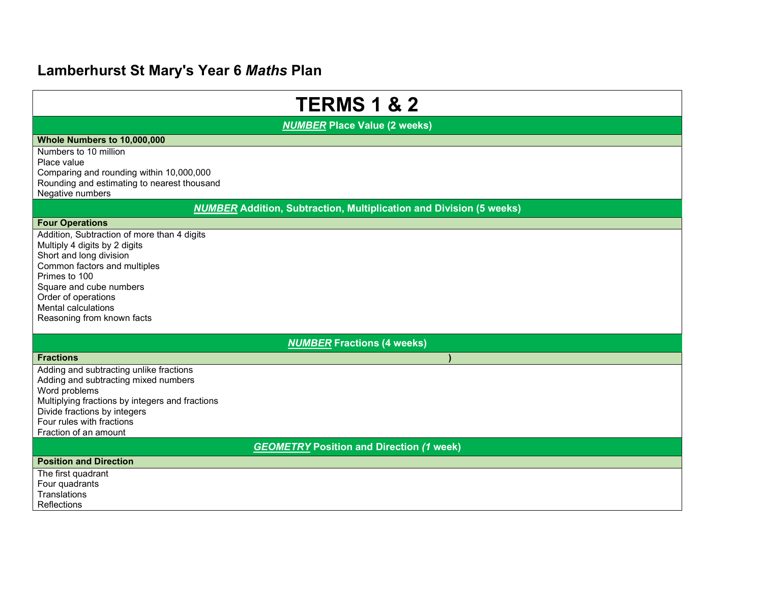# Lamberhurst St Mary's Year 6 *Maths* Plan

## TERMS 1 & 2

### ***NUMBER*** Place Value (2 weeks)

**Whole Numbers to 10,000,000**

Numbers to 10 million
Place value
Comparing and rounding within 10,000,000
Rounding and estimating to nearest thousand
Negative numbers

### ***NUMBER*** Addition, Subtraction, Multiplication and Division (5 weeks)

**Four Operations**

Addition, Subtraction of more than 4 digits
Multiply 4 digits by 2 digits
Short and long division
Common factors and multiples
Primes to 100
Square and cube numbers
Order of operations
Mental calculations
Reasoning from known facts

### ***NUMBER*** Fractions (4 weeks)

**Fractions** **)**

Adding and subtracting unlike fractions
Adding and subtracting mixed numbers
Word problems
Multiplying fractions by integers and fractions
Divide fractions by integers
Four rules with fractions
Fraction of an amount

### ***GEOMETRY*** Position and Direction *(1* week)

**Position and Direction**

The first quadrant
Four quadrants
Translations
Reflections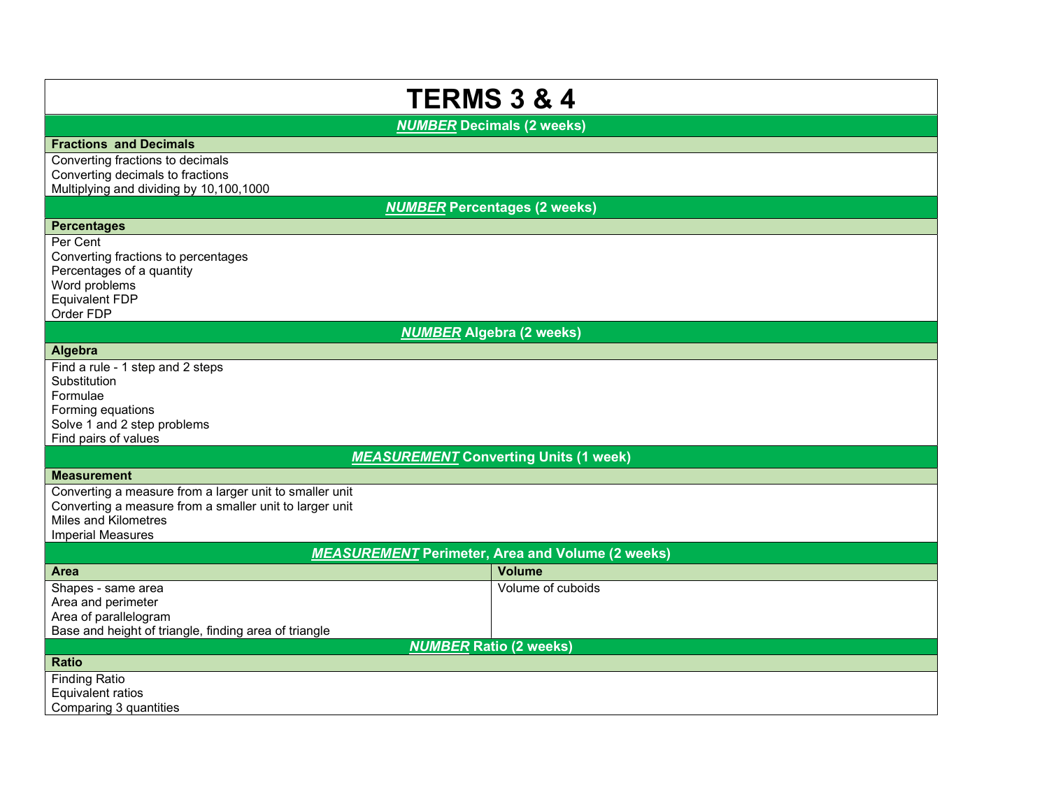# TERMS 3 & 4

## ***NUMBER*** Decimals (2 weeks)

**Fractions and Decimals**

Converting fractions to decimals
Converting decimals to fractions
Multiplying and dividing by 10,100,1000

## ***NUMBER*** Percentages (2 weeks)

**Percentages**

Per Cent
Converting fractions to percentages
Percentages of a quantity
Word problems
Equivalent FDP
Order FDP

## ***NUMBER*** Algebra (2 weeks)

**Algebra**

Find a rule - 1 step and 2 steps
Substitution
Formulae
Forming equations
Solve 1 and 2 step problems
Find pairs of values

## ***MEASUREMENT*** Converting Units (1 week)

**Measurement**

Converting a measure from a larger unit to smaller unit
Converting a measure from a smaller unit to larger unit
Miles and Kilometres
Imperial Measures

## ***MEASUREMENT*** Perimeter, Area and Volume (2 weeks)

| Area | Volume |
| --- | --- |
| Shapes - same area<br>Area and perimeter<br>Area of parallelogram<br>Base and height of triangle, finding area of triangle | Volume of cuboids |

## ***NUMBER*** Ratio (2 weeks)

**Ratio**

Finding Ratio
Equivalent ratios
Comparing 3 quantities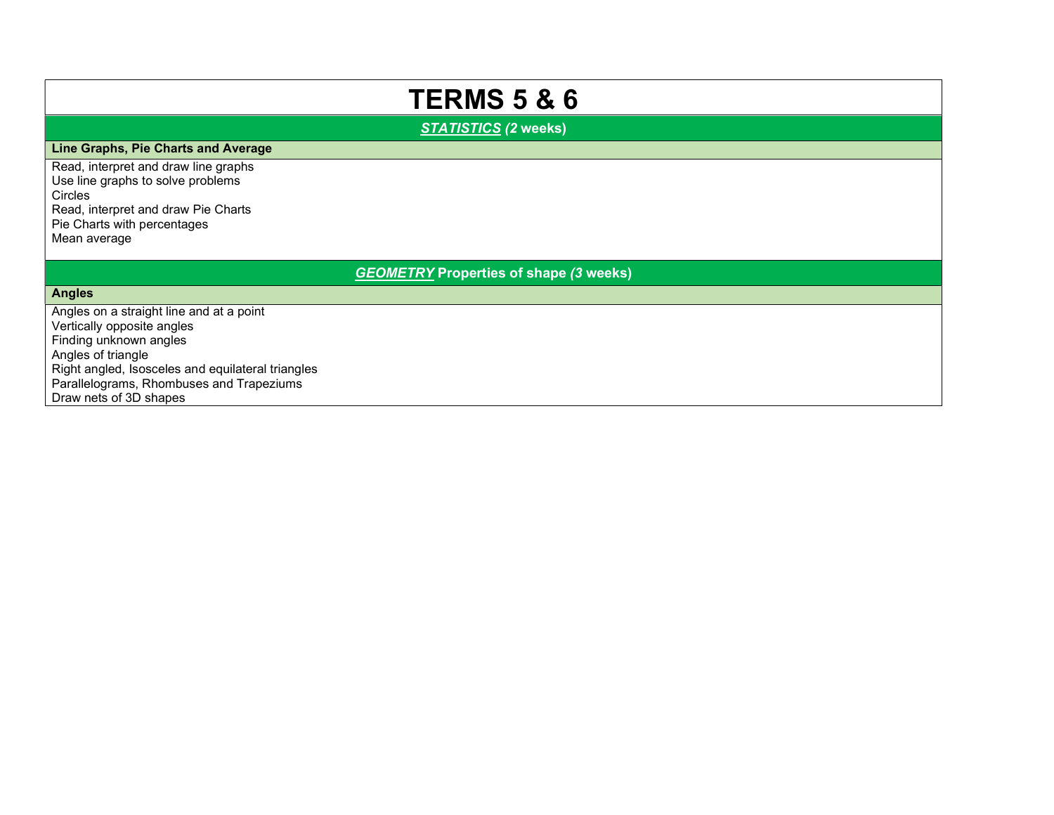# TERMS 5 & 6

## ***STATISTICS*** *(2* weeks)

**Line Graphs, Pie Charts and Average**

Read, interpret and draw line graphs
Use line graphs to solve problems
Circles
Read, interpret and draw Pie Charts
Pie Charts with percentages
Mean average

## ***GEOMETRY*** Properties of shape *(3* weeks)

**Angles**

Angles on a straight line and at a point
Vertically opposite angles
Finding unknown angles
Angles of triangle
Right angled, Isosceles and equilateral triangles
Parallelograms, Rhombuses and Trapeziums
Draw nets of 3D shapes